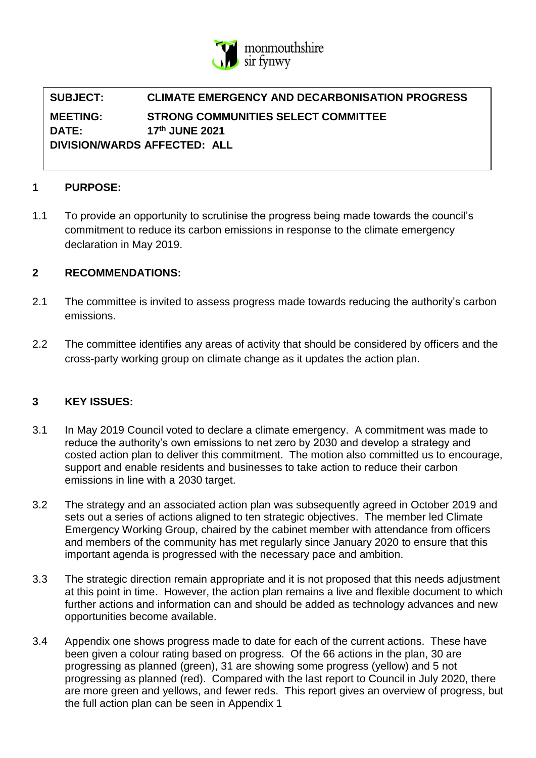monmouthshire
sir fynwy

**SUBJECT: CLIMATE EMERGENCY AND DECARBONISATION PROGRESS**

**MEETING: STRONG COMMUNITIES SELECT COMMITTEE**

**DATE: 17th JUNE 2021**

**DIVISION/WARDS AFFECTED: ALL**

## 1 PURPOSE:

1.1 To provide an opportunity to scrutinise the progress being made towards the council's commitment to reduce its carbon emissions in response to the climate emergency declaration in May 2019.

## 2 RECOMMENDATIONS:

2.1 The committee is invited to assess progress made towards reducing the authority's carbon emissions.

2.2 The committee identifies any areas of activity that should be considered by officers and the cross-party working group on climate change as it updates the action plan.

## 3 KEY ISSUES:

3.1 In May 2019 Council voted to declare a climate emergency. A commitment was made to reduce the authority's own emissions to net zero by 2030 and develop a strategy and costed action plan to deliver this commitment. The motion also committed us to encourage, support and enable residents and businesses to take action to reduce their carbon emissions in line with a 2030 target.

3.2 The strategy and an associated action plan was subsequently agreed in October 2019 and sets out a series of actions aligned to ten strategic objectives. The member led Climate Emergency Working Group, chaired by the cabinet member with attendance from officers and members of the community has met regularly since January 2020 to ensure that this important agenda is progressed with the necessary pace and ambition.

3.3 The strategic direction remain appropriate and it is not proposed that this needs adjustment at this point in time. However, the action plan remains a live and flexible document to which further actions and information can and should be added as technology advances and new opportunities become available.

3.4 Appendix one shows progress made to date for each of the current actions. These have been given a colour rating based on progress. Of the 66 actions in the plan, 30 are progressing as planned (green), 31 are showing some progress (yellow) and 5 not progressing as planned (red). Compared with the last report to Council in July 2020, there are more green and yellows, and fewer reds. This report gives an overview of progress, but the full action plan can be seen in Appendix 1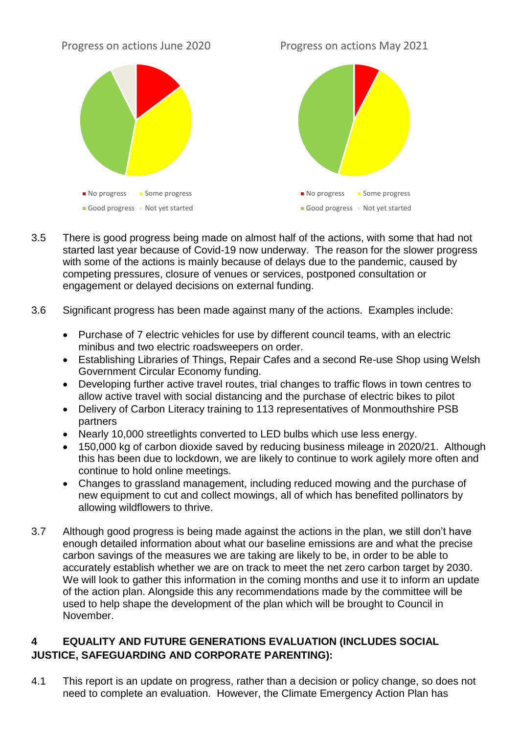Progress on actions June 2020

Progress on actions May 2021

- No progress
- Some progress
- Good progress
- Not yet started

3.5 There is good progress being made on almost half of the actions, with some that had not started last year because of Covid-19 now underway. The reason for the slower progress with some of the actions is mainly because of delays due to the pandemic, caused by competing pressures, closure of venues or services, postponed consultation or engagement or delayed decisions on external funding.

3.6 Significant progress has been made against many of the actions. Examples include:

- Purchase of 7 electric vehicles for use by different council teams, with an electric minibus and two electric roadsweepers on order.
- Establishing Libraries of Things, Repair Cafes and a second Re-use Shop using Welsh Government Circular Economy funding.
- Developing further active travel routes, trial changes to traffic flows in town centres to allow active travel with social distancing and the purchase of electric bikes to pilot
- Delivery of Carbon Literacy training to 113 representatives of Monmouthshire PSB partners
- Nearly 10,000 streetlights converted to LED bulbs which use less energy.
- 150,000 kg of carbon dioxide saved by reducing business mileage in 2020/21. Although this has been due to lockdown, we are likely to continue to work agilely more often and continue to hold online meetings.
- Changes to grassland management, including reduced mowing and the purchase of new equipment to cut and collect mowings, all of which has benefited pollinators by allowing wildflowers to thrive.

3.7 Although good progress is being made against the actions in the plan, we still don't have enough detailed information about what our baseline emissions are and what the precise carbon savings of the measures we are taking are likely to be, in order to be able to accurately establish whether we are on track to meet the net zero carbon target by 2030. We will look to gather this information in the coming months and use it to inform an update of the action plan. Alongside this any recommendations made by the committee will be used to help shape the development of the plan which will be brought to Council in November.

## 4 EQUALITY AND FUTURE GENERATIONS EVALUATION (INCLUDES SOCIAL JUSTICE, SAFEGUARDING AND CORPORATE PARENTING):

4.1 This report is an update on progress, rather than a decision or policy change, so does not need to complete an evaluation. However, the Climate Emergency Action Plan has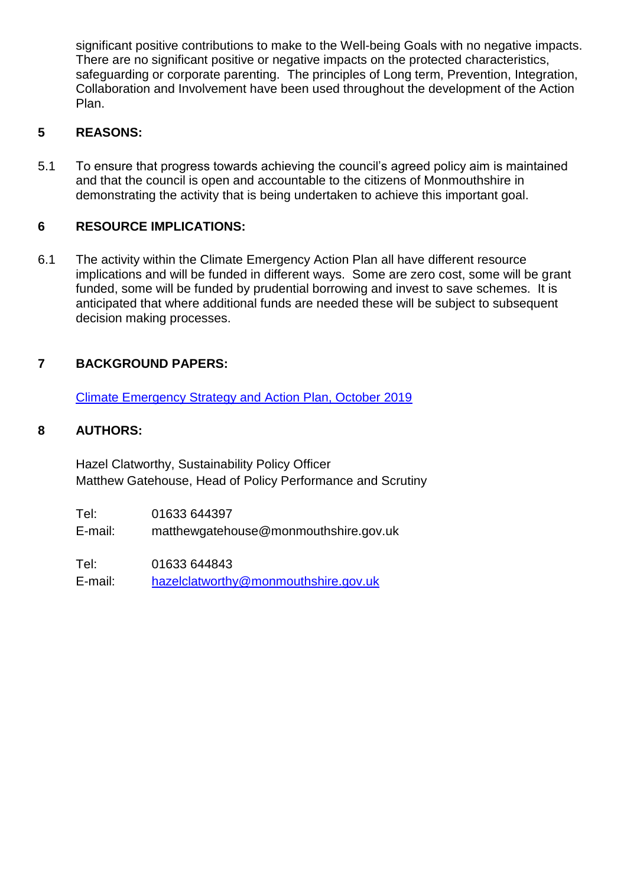significant positive contributions to make to the Well-being Goals with no negative impacts. There are no significant positive or negative impacts on the protected characteristics, safeguarding or corporate parenting. The principles of Long term, Prevention, Integration, Collaboration and Involvement have been used throughout the development of the Action Plan.

## 5 REASONS:

5.1 To ensure that progress towards achieving the council's agreed policy aim is maintained and that the council is open and accountable to the citizens of Monmouthshire in demonstrating the activity that is being undertaken to achieve this important goal.

## 6 RESOURCE IMPLICATIONS:

6.1 The activity within the Climate Emergency Action Plan all have different resource implications and will be funded in different ways. Some are zero cost, some will be grant funded, some will be funded by prudential borrowing and invest to save schemes. It is anticipated that where additional funds are needed these will be subject to subsequent decision making processes.

## 7 BACKGROUND PAPERS:

Climate Emergency Strategy and Action Plan, October 2019

## 8 AUTHORS:

Hazel Clatworthy, Sustainability Policy Officer
Matthew Gatehouse, Head of Policy Performance and Scrutiny

Tel: 01633 644397
E-mail: matthewgatehouse@monmouthshire.gov.uk

Tel: 01633 644843
E-mail: hazelclatworthy@monmouthshire.gov.uk